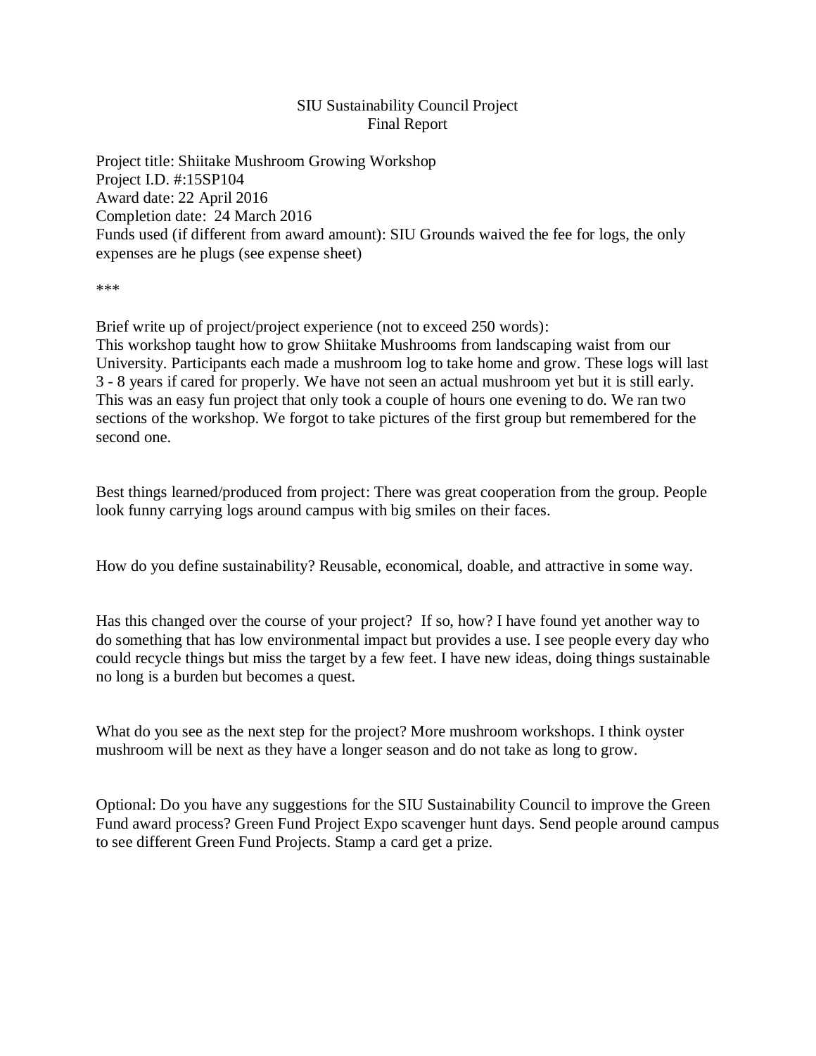# SIU Sustainability Council Project
## Final Report

Project title: Shiitake Mushroom Growing Workshop
Project I.D. #:15SP104
Award date: 22 April 2016
Completion date: 24 March 2016
Funds used (if different from award amount): SIU Grounds waived the fee for logs, the only expenses are he plugs (see expense sheet)

***

Brief write up of project/project experience (not to exceed 250 words):
This workshop taught how to grow Shiitake Mushrooms from landscaping waist from our University. Participants each made a mushroom log to take home and grow. These logs will last 3 - 8 years if cared for properly. We have not seen an actual mushroom yet but it is still early. This was an easy fun project that only took a couple of hours one evening to do. We ran two sections of the workshop. We forgot to take pictures of the first group but remembered for the second one.

Best things learned/produced from project: There was great cooperation from the group. People look funny carrying logs around campus with big smiles on their faces.

How do you define sustainability? Reusable, economical, doable, and attractive in some way.

Has this changed over the course of your project? If so, how? I have found yet another way to do something that has low environmental impact but provides a use. I see people every day who could recycle things but miss the target by a few feet. I have new ideas, doing things sustainable no long is a burden but becomes a quest.

What do you see as the next step for the project? More mushroom workshops. I think oyster mushroom will be next as they have a longer season and do not take as long to grow.

Optional: Do you have any suggestions for the SIU Sustainability Council to improve the Green Fund award process? Green Fund Project Expo scavenger hunt days. Send people around campus to see different Green Fund Projects. Stamp a card get a prize.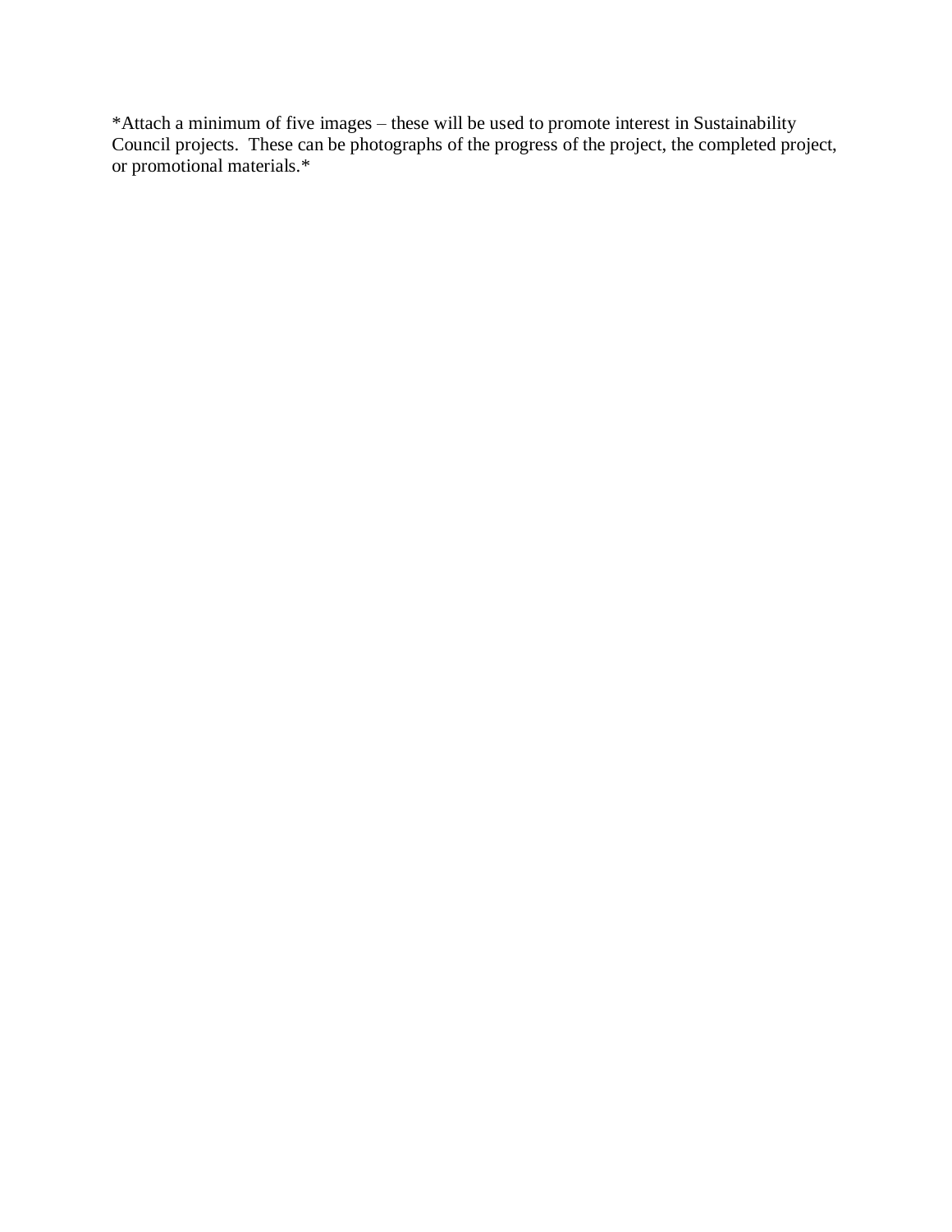*Attach a minimum of five images – these will be used to promote interest in Sustainability Council projects.  These can be photographs of the progress of the project, the completed project, or promotional materials.*